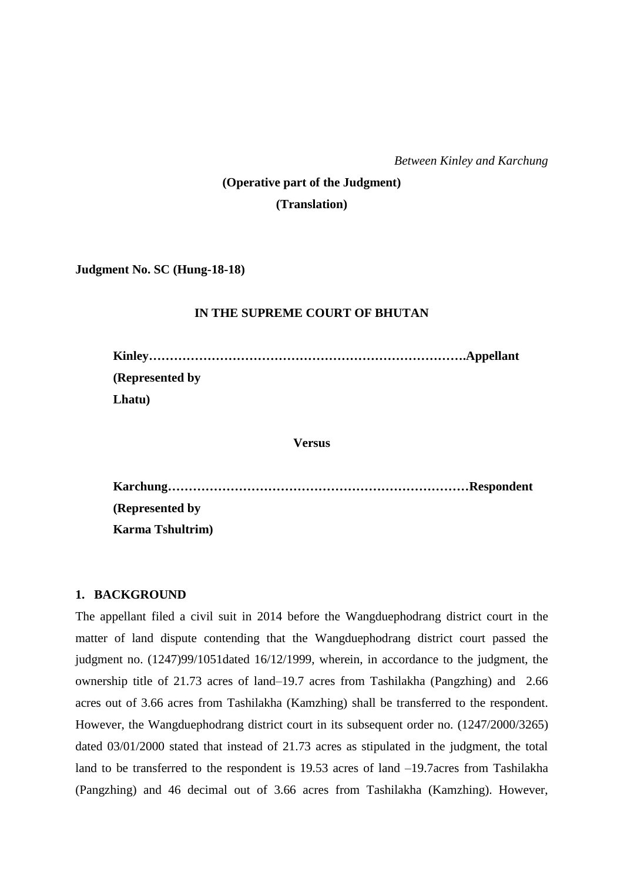*Between Kinley and Karchung*

**(Operative part of the Judgment)**

**(Translation)**

**Judgment No. SC (Hung-18-18)**

**IN THE SUPREME COURT OF BHUTAN**

**Kinley…………………………………………………………………Appellant**
**(Represented by**
**Lhatu)**

**Versus**

**Karchung………………………………………………………………Respondent**
**(Represented by**
**Karma Tshultrim)**

## 1. BACKGROUND

The appellant filed a civil suit in 2014 before the Wangduephodrang district court in the matter of land dispute contending that the Wangduephodrang district court passed the judgment no. (1247)99/1051dated 16/12/1999, wherein, in accordance to the judgment, the ownership title of 21.73 acres of land–19.7 acres from Tashilakha (Pangzhing) and 2.66 acres out of 3.66 acres from Tashilakha (Kamzhing) shall be transferred to the respondent. However, the Wangduephodrang district court in its subsequent order no. (1247/2000/3265) dated 03/01/2000 stated that instead of 21.73 acres as stipulated in the judgment, the total land to be transferred to the respondent is 19.53 acres of land –19.7acres from Tashilakha (Pangzhing) and 46 decimal out of 3.66 acres from Tashilakha (Kamzhing). However,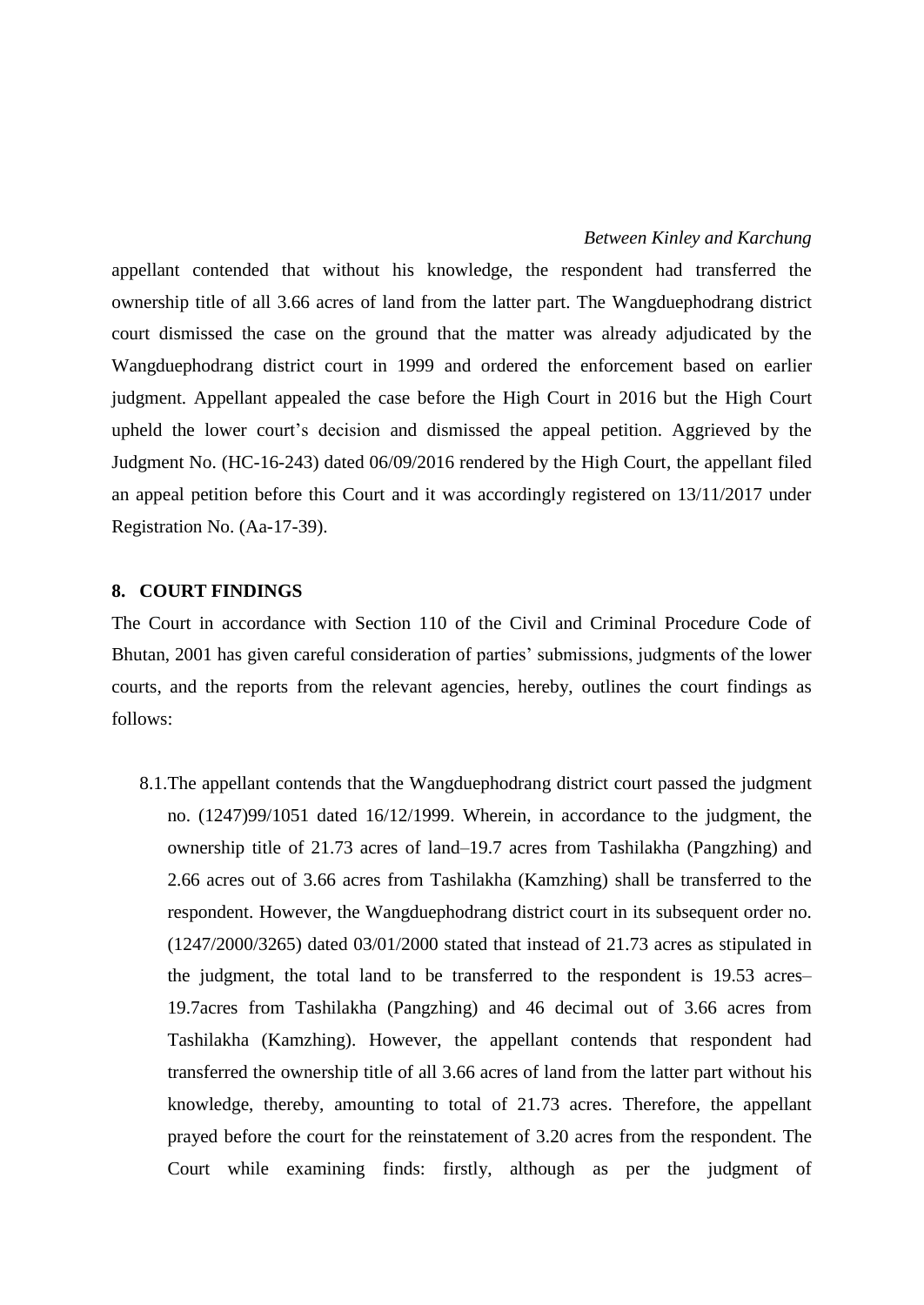appellant contended that without his knowledge, the respondent had transferred the ownership title of all 3.66 acres of land from the latter part. The Wangduephodrang district court dismissed the case on the ground that the matter was already adjudicated by the Wangduephodrang district court in 1999 and ordered the enforcement based on earlier judgment. Appellant appealed the case before the High Court in 2016 but the High Court upheld the lower court's decision and dismissed the appeal petition. Aggrieved by the Judgment No. (HC-16-243) dated 06/09/2016 rendered by the High Court, the appellant filed an appeal petition before this Court and it was accordingly registered on 13/11/2017 under Registration No. (Aa-17-39).

## 8. COURT FINDINGS

The Court in accordance with Section 110 of the Civil and Criminal Procedure Code of Bhutan, 2001 has given careful consideration of parties' submissions, judgments of the lower courts, and the reports from the relevant agencies, hereby, outlines the court findings as follows:

8.1. The appellant contends that the Wangduephodrang district court passed the judgment no. (1247)99/1051 dated 16/12/1999. Wherein, in accordance to the judgment, the ownership title of 21.73 acres of land–19.7 acres from Tashilakha (Pangzhing) and 2.66 acres out of 3.66 acres from Tashilakha (Kamzhing) shall be transferred to the respondent. However, the Wangduephodrang district court in its subsequent order no. (1247/2000/3265) dated 03/01/2000 stated that instead of 21.73 acres as stipulated in the judgment, the total land to be transferred to the respondent is 19.53 acres–19.7acres from Tashilakha (Pangzhing) and 46 decimal out of 3.66 acres from Tashilakha (Kamzhing). However, the appellant contends that respondent had transferred the ownership title of all 3.66 acres of land from the latter part without his knowledge, thereby, amounting to total of 21.73 acres. Therefore, the appellant prayed before the court for the reinstatement of 3.20 acres from the respondent. The Court while examining finds: firstly, although as per the judgment of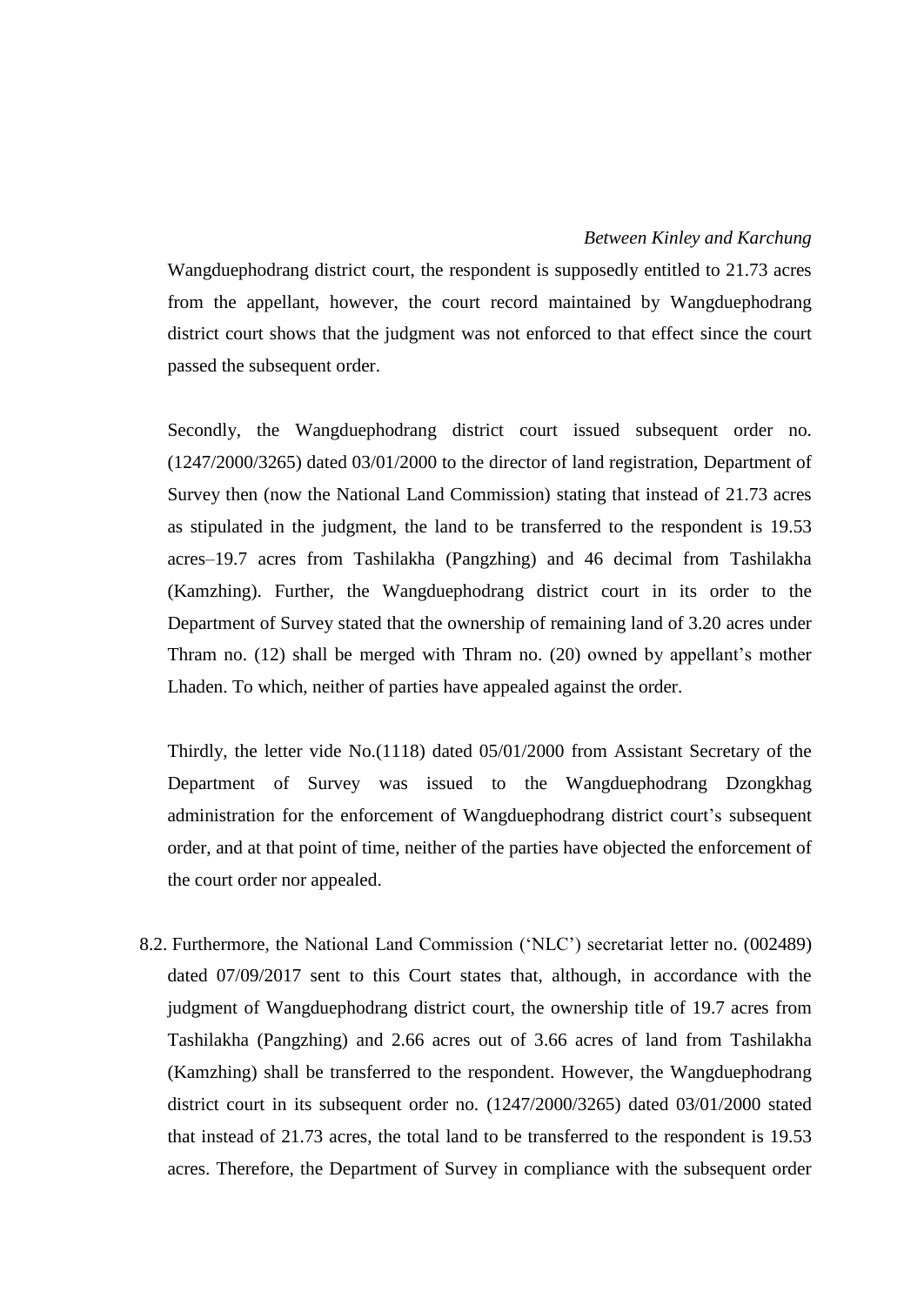Wangduephodrang district court, the respondent is supposedly entitled to 21.73 acres from the appellant, however, the court record maintained by Wangduephodrang district court shows that the judgment was not enforced to that effect since the court passed the subsequent order.

Secondly, the Wangduephodrang district court issued subsequent order no. (1247/2000/3265) dated 03/01/2000 to the director of land registration, Department of Survey then (now the National Land Commission) stating that instead of 21.73 acres as stipulated in the judgment, the land to be transferred to the respondent is 19.53 acres–19.7 acres from Tashilakha (Pangzhing) and 46 decimal from Tashilakha (Kamzhing). Further, the Wangduephodrang district court in its order to the Department of Survey stated that the ownership of remaining land of 3.20 acres under Thram no. (12) shall be merged with Thram no. (20) owned by appellant's mother Lhaden. To which, neither of parties have appealed against the order.

Thirdly, the letter vide No.(1118) dated 05/01/2000 from Assistant Secretary of the Department of Survey was issued to the Wangduephodrang Dzongkhag administration for the enforcement of Wangduephodrang district court's subsequent order, and at that point of time, neither of the parties have objected the enforcement of the court order nor appealed.

8.2. Furthermore, the National Land Commission ('NLC') secretariat letter no. (002489) dated 07/09/2017 sent to this Court states that, although, in accordance with the judgment of Wangduephodrang district court, the ownership title of 19.7 acres from Tashilakha (Pangzhing) and 2.66 acres out of 3.66 acres of land from Tashilakha (Kamzhing) shall be transferred to the respondent. However, the Wangduephodrang district court in its subsequent order no. (1247/2000/3265) dated 03/01/2000 stated that instead of 21.73 acres, the total land to be transferred to the respondent is 19.53 acres. Therefore, the Department of Survey in compliance with the subsequent order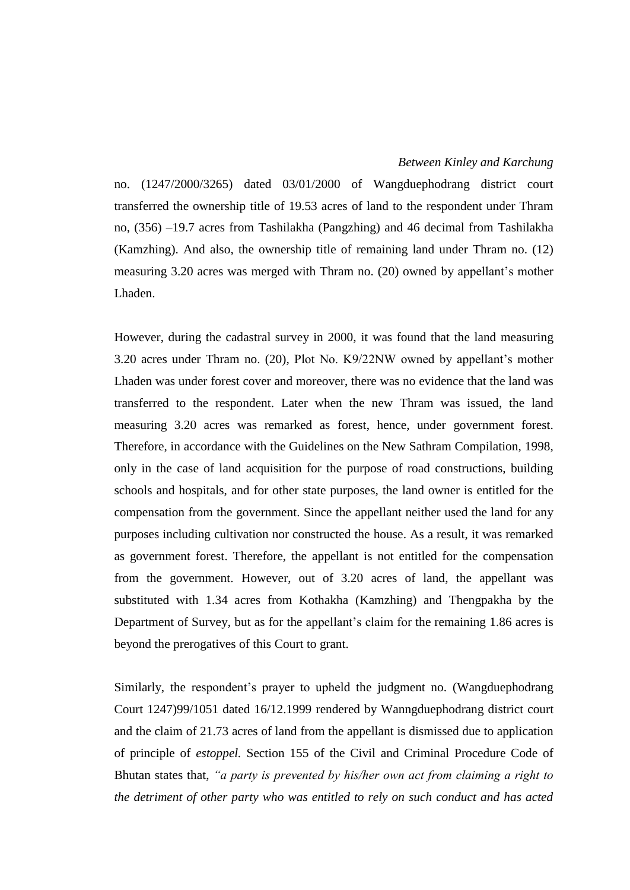no. (1247/2000/3265) dated 03/01/2000 of Wangduephodrang district court transferred the ownership title of 19.53 acres of land to the respondent under Thram no, (356) –19.7 acres from Tashilakha (Pangzhing) and 46 decimal from Tashilakha (Kamzhing). And also, the ownership title of remaining land under Thram no. (12) measuring 3.20 acres was merged with Thram no. (20) owned by appellant's mother Lhaden.

However, during the cadastral survey in 2000, it was found that the land measuring 3.20 acres under Thram no. (20), Plot No. K9/22NW owned by appellant's mother Lhaden was under forest cover and moreover, there was no evidence that the land was transferred to the respondent. Later when the new Thram was issued, the land measuring 3.20 acres was remarked as forest, hence, under government forest. Therefore, in accordance with the Guidelines on the New Sathram Compilation, 1998, only in the case of land acquisition for the purpose of road constructions, building schools and hospitals, and for other state purposes, the land owner is entitled for the compensation from the government. Since the appellant neither used the land for any purposes including cultivation nor constructed the house. As a result, it was remarked as government forest. Therefore, the appellant is not entitled for the compensation from the government. However, out of 3.20 acres of land, the appellant was substituted with 1.34 acres from Kothakha (Kamzhing) and Thengpakha by the Department of Survey, but as for the appellant's claim for the remaining 1.86 acres is beyond the prerogatives of this Court to grant.

Similarly, the respondent's prayer to upheld the judgment no. (Wangduephodrang Court 1247)99/1051 dated 16/12.1999 rendered by Wanngduephodrang district court and the claim of 21.73 acres of land from the appellant is dismissed due to application of principle of *estoppel.* Section 155 of the Civil and Criminal Procedure Code of Bhutan states that, *"a party is prevented by his/her own act from claiming a right to the detriment of other party who was entitled to rely on such conduct and has acted*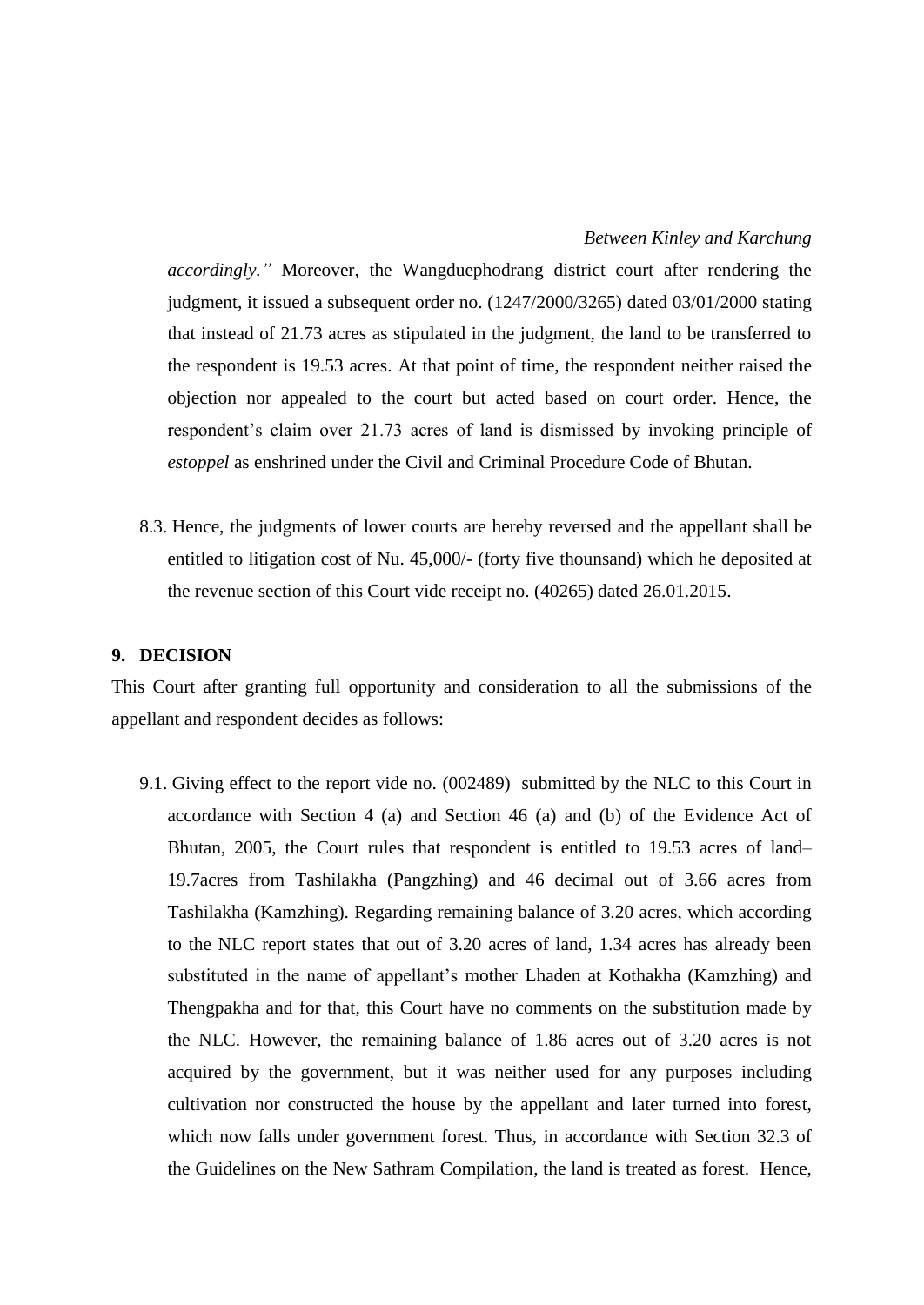*accordingly."* Moreover, the Wangduephodrang district court after rendering the judgment, it issued a subsequent order no. (1247/2000/3265) dated 03/01/2000 stating that instead of 21.73 acres as stipulated in the judgment, the land to be transferred to the respondent is 19.53 acres. At that point of time, the respondent neither raised the objection nor appealed to the court but acted based on court order. Hence, the respondent's claim over 21.73 acres of land is dismissed by invoking principle of *estoppel* as enshrined under the Civil and Criminal Procedure Code of Bhutan.

8.3. Hence, the judgments of lower courts are hereby reversed and the appellant shall be entitled to litigation cost of Nu. 45,000/- (forty five thoussand) which he deposited at the revenue section of this Court vide receipt no. (40265) dated 26.01.2015.

## 9. DECISION

This Court after granting full opportunity and consideration to all the submissions of the appellant and respondent decides as follows:

9.1. Giving effect to the report vide no. (002489) submitted by the NLC to this Court in accordance with Section 4 (a) and Section 46 (a) and (b) of the Evidence Act of Bhutan, 2005, the Court rules that respondent is entitled to 19.53 acres of land– 19.7acres from Tashilakha (Pangzhing) and 46 decimal out of 3.66 acres from Tashilakha (Kamzhing). Regarding remaining balance of 3.20 acres, which according to the NLC report states that out of 3.20 acres of land, 1.34 acres has already been substituted in the name of appellant's mother Lhaden at Kothakha (Kamzhing) and Thengpakha and for that, this Court have no comments on the substitution made by the NLC. However, the remaining balance of 1.86 acres out of 3.20 acres is not acquired by the government, but it was neither used for any purposes including cultivation nor constructed the house by the appellant and later turned into forest, which now falls under government forest. Thus, in accordance with Section 32.3 of the Guidelines on the New Sathram Compilation, the land is treated as forest. Hence,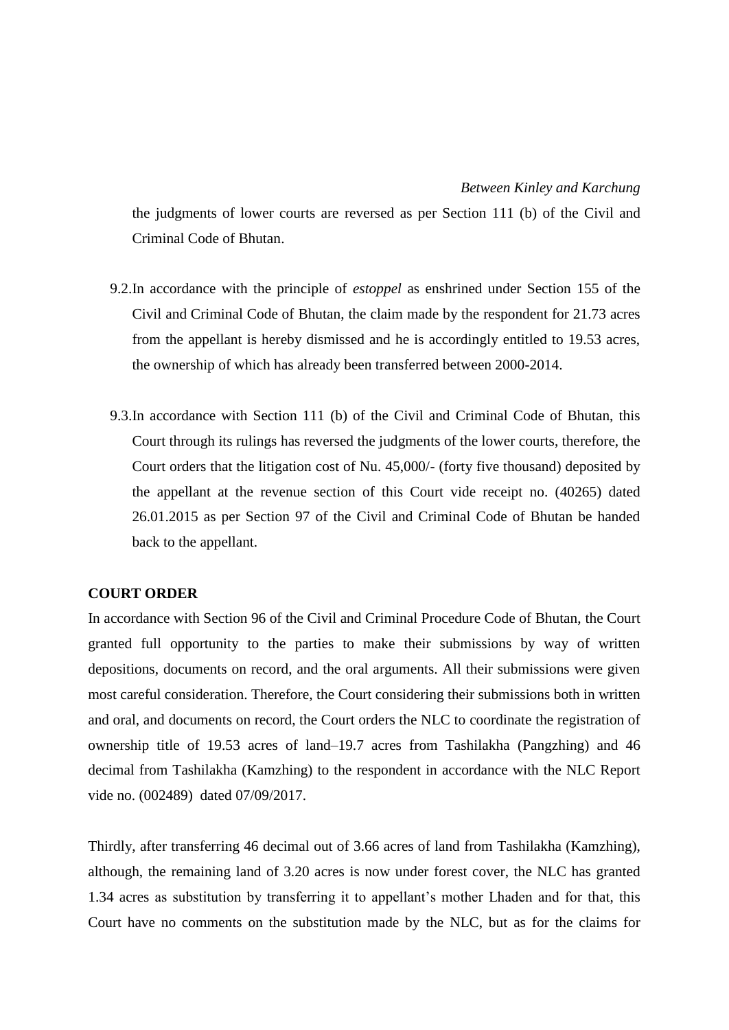the judgments of lower courts are reversed as per Section 111 (b) of the Civil and Criminal Code of Bhutan.

9.2. In accordance with the principle of *estoppel* as enshrined under Section 155 of the Civil and Criminal Code of Bhutan, the claim made by the respondent for 21.73 acres from the appellant is hereby dismissed and he is accordingly entitled to 19.53 acres, the ownership of which has already been transferred between 2000-2014.

9.3. In accordance with Section 111 (b) of the Civil and Criminal Code of Bhutan, this Court through its rulings has reversed the judgments of the lower courts, therefore, the Court orders that the litigation cost of Nu. 45,000/- (forty five thousand) deposited by the appellant at the revenue section of this Court vide receipt no. (40265) dated 26.01.2015 as per Section 97 of the Civil and Criminal Code of Bhutan be handed back to the appellant.

**COURT ORDER**

In accordance with Section 96 of the Civil and Criminal Procedure Code of Bhutan, the Court granted full opportunity to the parties to make their submissions by way of written depositions, documents on record, and the oral arguments. All their submissions were given most careful consideration. Therefore, the Court considering their submissions both in written and oral, and documents on record, the Court orders the NLC to coordinate the registration of ownership title of 19.53 acres of land–19.7 acres from Tashilakha (Pangzhing) and 46 decimal from Tashilakha (Kamzhing) to the respondent in accordance with the NLC Report vide no. (002489) dated 07/09/2017.

Thirdly, after transferring 46 decimal out of 3.66 acres of land from Tashilakha (Kamzhing), although, the remaining land of 3.20 acres is now under forest cover, the NLC has granted 1.34 acres as substitution by transferring it to appellant's mother Lhaden and for that, this Court have no comments on the substitution made by the NLC, but as for the claims for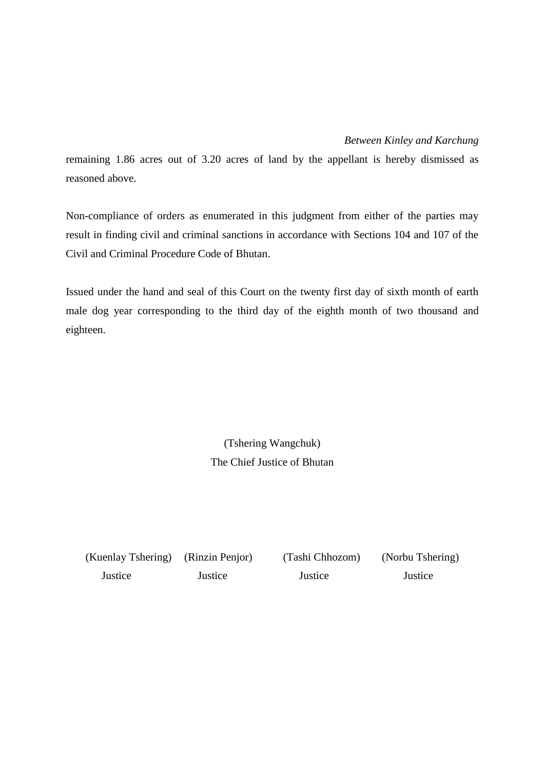remaining 1.86 acres out of 3.20 acres of land by the appellant is hereby dismissed as reasoned above.

Non-compliance of orders as enumerated in this judgment from either of the parties may result in finding civil and criminal sanctions in accordance with Sections 104 and 107 of the Civil and Criminal Procedure Code of Bhutan.

Issued under the hand and seal of this Court on the twenty first day of sixth month of earth male dog year corresponding to the third day of the eighth month of two thousand and eighteen.

(Tshering Wangchuk)
The Chief Justice of Bhutan

| | | | |
|---|---|---|---|
| (Kuenlay Tshering) | (Rinzin Penjor) | (Tashi Chhozom) | (Norbu Tshering) |
| Justice | Justice | Justice | Justice |